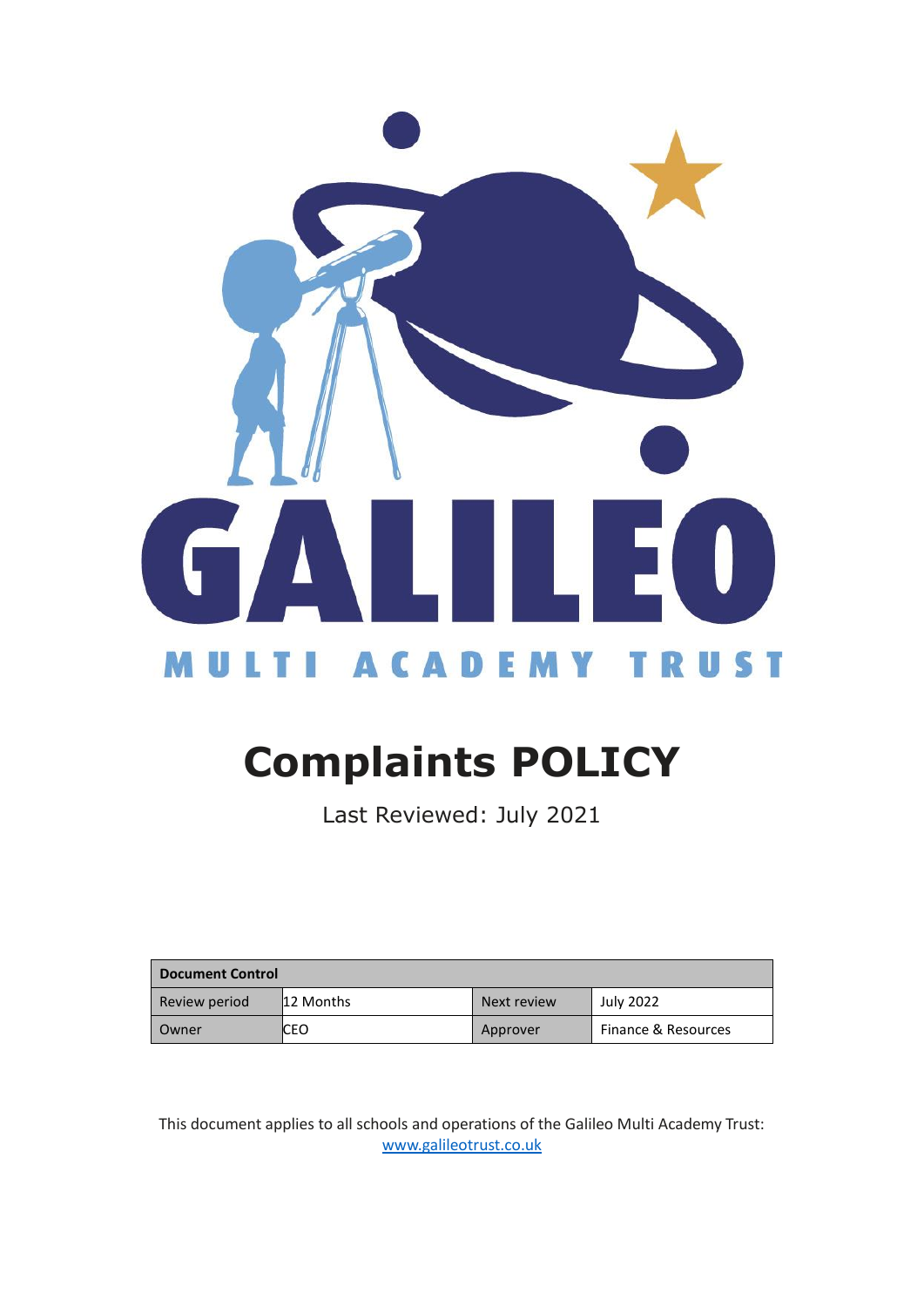GALILEO

MULTI ACADEMY TRUST

# Complaints POLICY

Last Reviewed: July 2021

| Document Control | | | |
|---|---|---|---|
| Review period | 12 Months | Next review | July 2022 |
| Owner | CEO | Approver | Finance & Resources |

This document applies to all schools and operations of the Galileo Multi Academy Trust: www.galileotrust.co.uk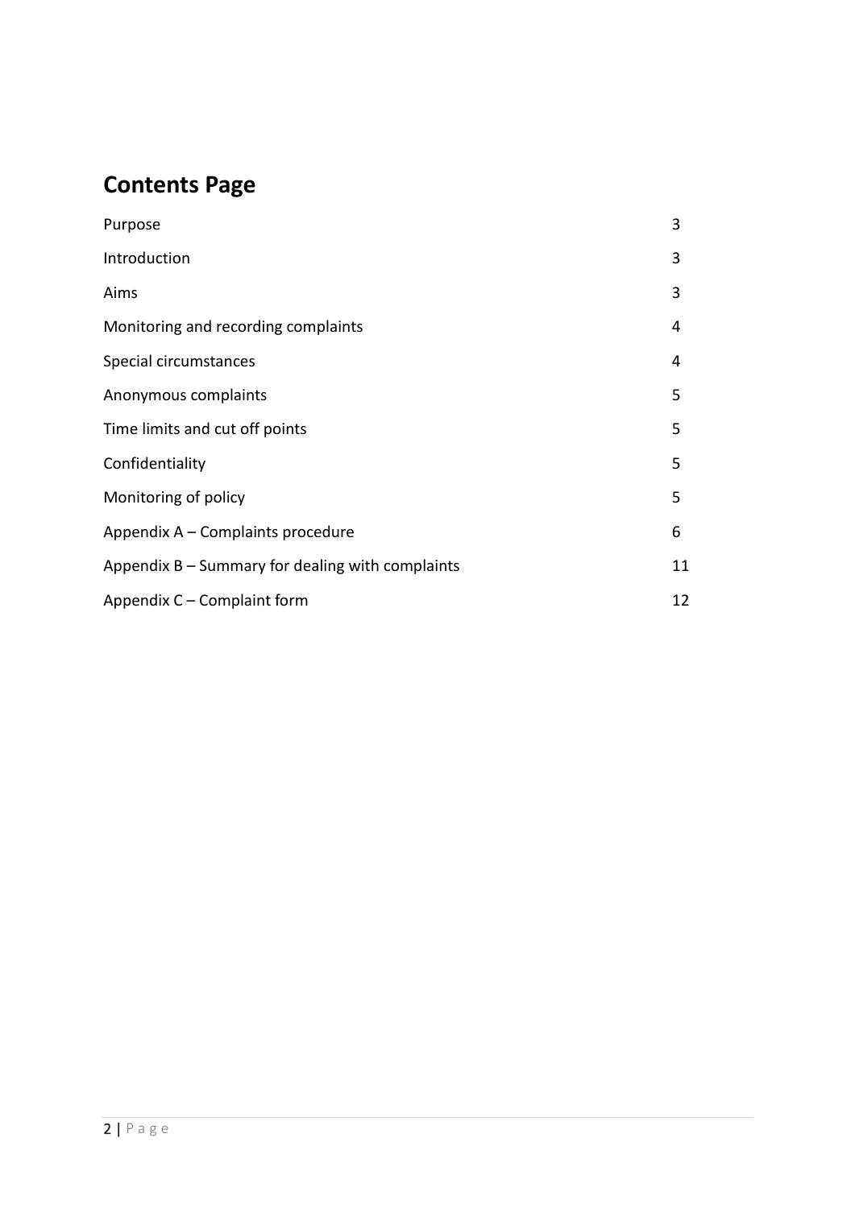# Contents Page

| | |
|---|---|
| Purpose | 3 |
| Introduction | 3 |
| Aims | 3 |
| Monitoring and recording complaints | 4 |
| Special circumstances | 4 |
| Anonymous complaints | 5 |
| Time limits and cut off points | 5 |
| Confidentiality | 5 |
| Monitoring of policy | 5 |
| Appendix A – Complaints procedure | 6 |
| Appendix B – Summary for dealing with complaints | 11 |
| Appendix C – Complaint form | 12 |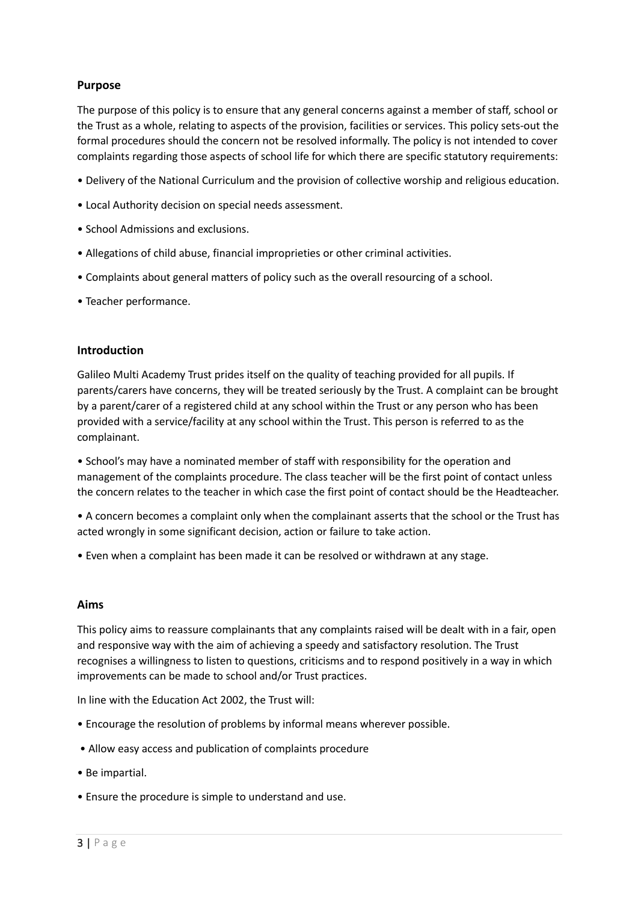## Purpose

The purpose of this policy is to ensure that any general concerns against a member of staff, school or the Trust as a whole, relating to aspects of the provision, facilities or services. This policy sets-out the formal procedures should the concern not be resolved informally. The policy is not intended to cover complaints regarding those aspects of school life for which there are specific statutory requirements:

- Delivery of the National Curriculum and the provision of collective worship and religious education.
- Local Authority decision on special needs assessment.
- School Admissions and exclusions.
- Allegations of child abuse, financial improprieties or other criminal activities.
- Complaints about general matters of policy such as the overall resourcing of a school.
- Teacher performance.

## Introduction

Galileo Multi Academy Trust prides itself on the quality of teaching provided for all pupils. If parents/carers have concerns, they will be treated seriously by the Trust. A complaint can be brought by a parent/carer of a registered child at any school within the Trust or any person who has been provided with a service/facility at any school within the Trust. This person is referred to as the complainant.

- School's may have a nominated member of staff with responsibility for the operation and management of the complaints procedure. The class teacher will be the first point of contact unless the concern relates to the teacher in which case the first point of contact should be the Headteacher.
- A concern becomes a complaint only when the complainant asserts that the school or the Trust has acted wrongly in some significant decision, action or failure to take action.
- Even when a complaint has been made it can be resolved or withdrawn at any stage.

## Aims

This policy aims to reassure complainants that any complaints raised will be dealt with in a fair, open and responsive way with the aim of achieving a speedy and satisfactory resolution. The Trust recognises a willingness to listen to questions, criticisms and to respond positively in a way in which improvements can be made to school and/or Trust practices.

In line with the Education Act 2002, the Trust will:

- Encourage the resolution of problems by informal means wherever possible.
- Allow easy access and publication of complaints procedure
- Be impartial.
- Ensure the procedure is simple to understand and use.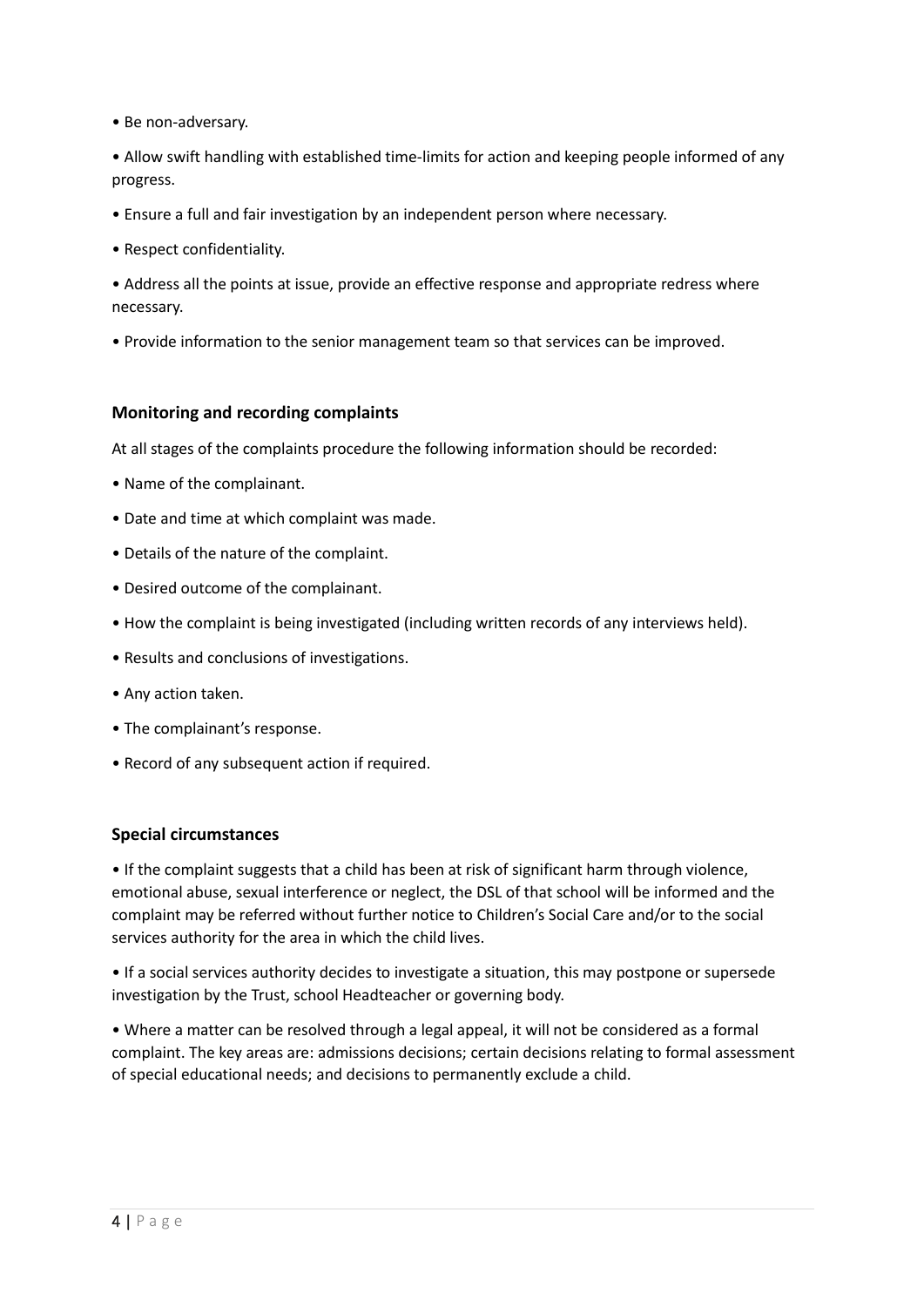- Be non-adversary.
- Allow swift handling with established time-limits for action and keeping people informed of any progress.
- Ensure a full and fair investigation by an independent person where necessary.
- Respect confidentiality.
- Address all the points at issue, provide an effective response and appropriate redress where necessary.
- Provide information to the senior management team so that services can be improved.

### Monitoring and recording complaints

At all stages of the complaints procedure the following information should be recorded:

- Name of the complainant.
- Date and time at which complaint was made.
- Details of the nature of the complaint.
- Desired outcome of the complainant.
- How the complaint is being investigated (including written records of any interviews held).
- Results and conclusions of investigations.
- Any action taken.
- The complainant's response.
- Record of any subsequent action if required.

### Special circumstances

- If the complaint suggests that a child has been at risk of significant harm through violence, emotional abuse, sexual interference or neglect, the DSL of that school will be informed and the complaint may be referred without further notice to Children's Social Care and/or to the social services authority for the area in which the child lives.
- If a social services authority decides to investigate a situation, this may postpone or supersede investigation by the Trust, school Headteacher or governing body.
- Where a matter can be resolved through a legal appeal, it will not be considered as a formal complaint. The key areas are: admissions decisions; certain decisions relating to formal assessment of special educational needs; and decisions to permanently exclude a child.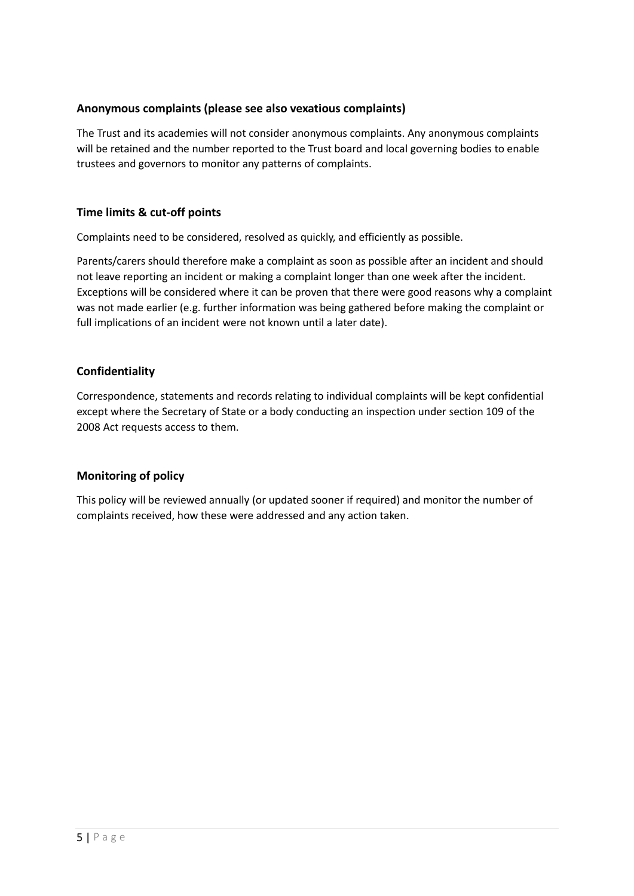### Anonymous complaints (please see also vexatious complaints)

The Trust and its academies will not consider anonymous complaints. Any anonymous complaints will be retained and the number reported to the Trust board and local governing bodies to enable trustees and governors to monitor any patterns of complaints.

### Time limits & cut-off points

Complaints need to be considered, resolved as quickly, and efficiently as possible.

Parents/carers should therefore make a complaint as soon as possible after an incident and should not leave reporting an incident or making a complaint longer than one week after the incident. Exceptions will be considered where it can be proven that there were good reasons why a complaint was not made earlier (e.g. further information was being gathered before making the complaint or full implications of an incident were not known until a later date).

### Confidentiality

Correspondence, statements and records relating to individual complaints will be kept confidential except where the Secretary of State or a body conducting an inspection under section 109 of the 2008 Act requests access to them.

### Monitoring of policy

This policy will be reviewed annually (or updated sooner if required) and monitor the number of complaints received, how these were addressed and any action taken.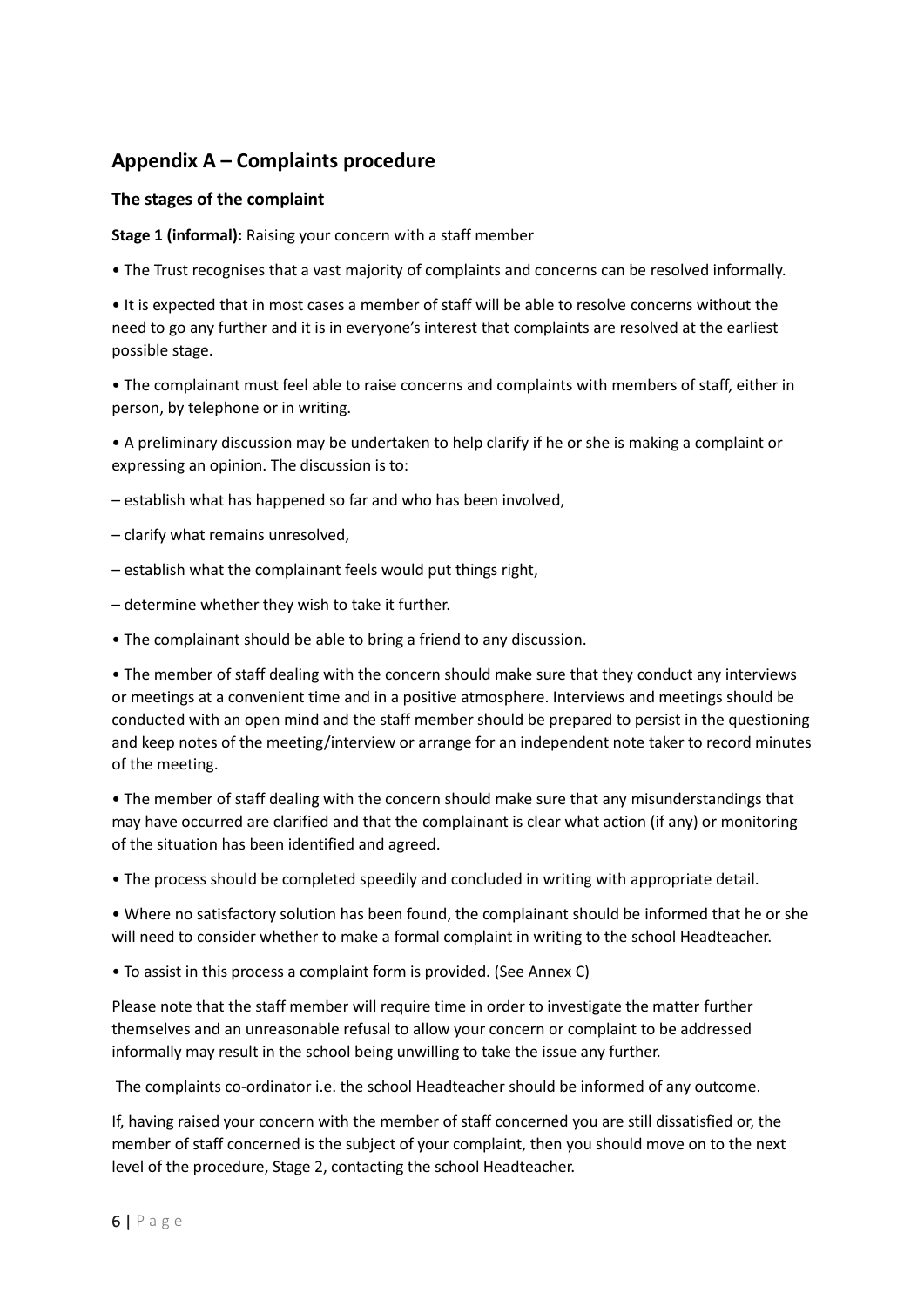## Appendix A – Complaints procedure

### The stages of the complaint

**Stage 1 (informal):** Raising your concern with a staff member

- The Trust recognises that a vast majority of complaints and concerns can be resolved informally.
- It is expected that in most cases a member of staff will be able to resolve concerns without the need to go any further and it is in everyone's interest that complaints are resolved at the earliest possible stage.
- The complainant must feel able to raise concerns and complaints with members of staff, either in person, by telephone or in writing.
- A preliminary discussion may be undertaken to help clarify if he or she is making a complaint or expressing an opinion. The discussion is to:

– establish what has happened so far and who has been involved,

– clarify what remains unresolved,

– establish what the complainant feels would put things right,

– determine whether they wish to take it further.

- The complainant should be able to bring a friend to any discussion.
- The member of staff dealing with the concern should make sure that they conduct any interviews or meetings at a convenient time and in a positive atmosphere. Interviews and meetings should be conducted with an open mind and the staff member should be prepared to persist in the questioning and keep notes of the meeting/interview or arrange for an independent note taker to record minutes of the meeting.
- The member of staff dealing with the concern should make sure that any misunderstandings that may have occurred are clarified and that the complainant is clear what action (if any) or monitoring of the situation has been identified and agreed.
- The process should be completed speedily and concluded in writing with appropriate detail.
- Where no satisfactory solution has been found, the complainant should be informed that he or she will need to consider whether to make a formal complaint in writing to the school Headteacher.
- To assist in this process a complaint form is provided. (See Annex C)

Please note that the staff member will require time in order to investigate the matter further themselves and an unreasonable refusal to allow your concern or complaint to be addressed informally may result in the school being unwilling to take the issue any further.

The complaints co-ordinator i.e. the school Headteacher should be informed of any outcome.

If, having raised your concern with the member of staff concerned you are still dissatisfied or, the member of staff concerned is the subject of your complaint, then you should move on to the next level of the procedure, Stage 2, contacting the school Headteacher.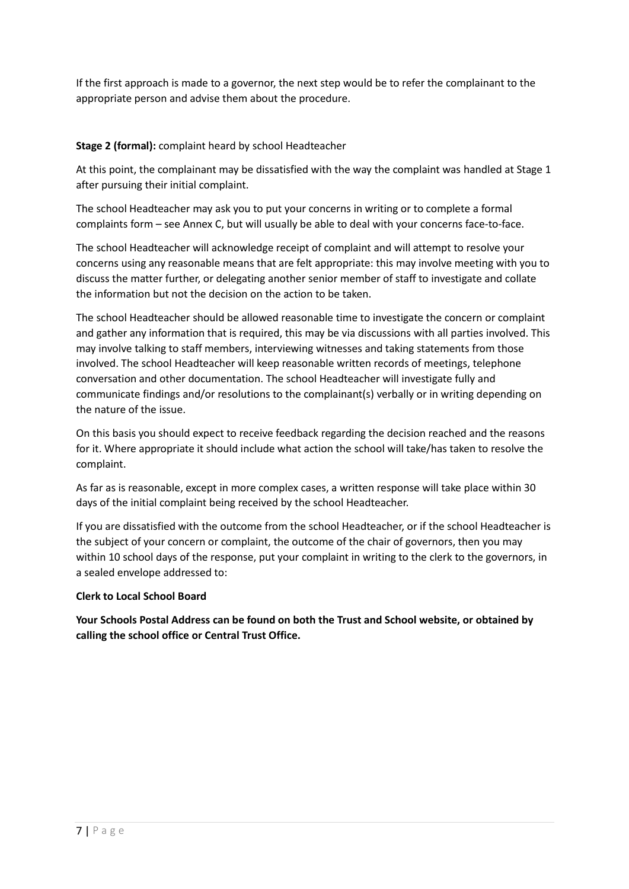If the first approach is made to a governor, the next step would be to refer the complainant to the appropriate person and advise them about the procedure.

**Stage 2 (formal):** complaint heard by school Headteacher

At this point, the complainant may be dissatisfied with the way the complaint was handled at Stage 1 after pursuing their initial complaint.

The school Headteacher may ask you to put your concerns in writing or to complete a formal complaints form – see Annex C, but will usually be able to deal with your concerns face-to-face.

The school Headteacher will acknowledge receipt of complaint and will attempt to resolve your concerns using any reasonable means that are felt appropriate: this may involve meeting with you to discuss the matter further, or delegating another senior member of staff to investigate and collate the information but not the decision on the action to be taken.

The school Headteacher should be allowed reasonable time to investigate the concern or complaint and gather any information that is required, this may be via discussions with all parties involved. This may involve talking to staff members, interviewing witnesses and taking statements from those involved. The school Headteacher will keep reasonable written records of meetings, telephone conversation and other documentation. The school Headteacher will investigate fully and communicate findings and/or resolutions to the complainant(s) verbally or in writing depending on the nature of the issue.

On this basis you should expect to receive feedback regarding the decision reached and the reasons for it. Where appropriate it should include what action the school will take/has taken to resolve the complaint.

As far as is reasonable, except in more complex cases, a written response will take place within 30 days of the initial complaint being received by the school Headteacher.

If you are dissatisfied with the outcome from the school Headteacher, or if the school Headteacher is the subject of your concern or complaint, the outcome of the chair of governors, then you may within 10 school days of the response, put your complaint in writing to the clerk to the governors, in a sealed envelope addressed to:

**Clerk to Local School Board**

**Your Schools Postal Address can be found on both the Trust and School website, or obtained by calling the school office or Central Trust Office.**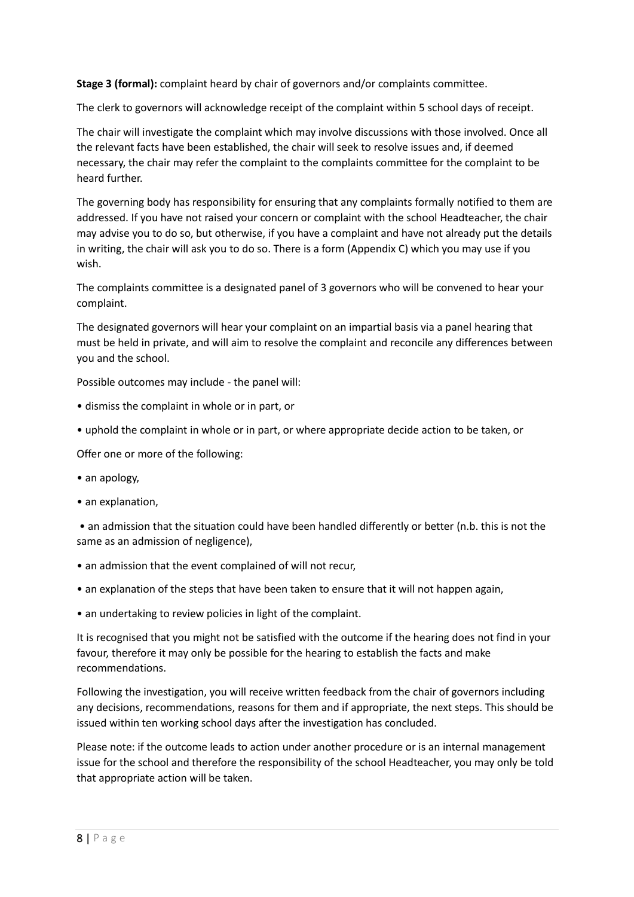**Stage 3 (formal):** complaint heard by chair of governors and/or complaints committee.

The clerk to governors will acknowledge receipt of the complaint within 5 school days of receipt.

The chair will investigate the complaint which may involve discussions with those involved. Once all the relevant facts have been established, the chair will seek to resolve issues and, if deemed necessary, the chair may refer the complaint to the complaints committee for the complaint to be heard further.

The governing body has responsibility for ensuring that any complaints formally notified to them are addressed. If you have not raised your concern or complaint with the school Headteacher, the chair may advise you to do so, but otherwise, if you have a complaint and have not already put the details in writing, the chair will ask you to do so. There is a form (Appendix C) which you may use if you wish.

The complaints committee is a designated panel of 3 governors who will be convened to hear your complaint.

The designated governors will hear your complaint on an impartial basis via a panel hearing that must be held in private, and will aim to resolve the complaint and reconcile any differences between you and the school.

Possible outcomes may include - the panel will:

- dismiss the complaint in whole or in part, or
- uphold the complaint in whole or in part, or where appropriate decide action to be taken, or

Offer one or more of the following:

- an apology,
- an explanation,
- an admission that the situation could have been handled differently or better (n.b. this is not the same as an admission of negligence),
- an admission that the event complained of will not recur,
- an explanation of the steps that have been taken to ensure that it will not happen again,
- an undertaking to review policies in light of the complaint.

It is recognised that you might not be satisfied with the outcome if the hearing does not find in your favour, therefore it may only be possible for the hearing to establish the facts and make recommendations.

Following the investigation, you will receive written feedback from the chair of governors including any decisions, recommendations, reasons for them and if appropriate, the next steps. This should be issued within ten working school days after the investigation has concluded.

Please note: if the outcome leads to action under another procedure or is an internal management issue for the school and therefore the responsibility of the school Headteacher, you may only be told that appropriate action will be taken.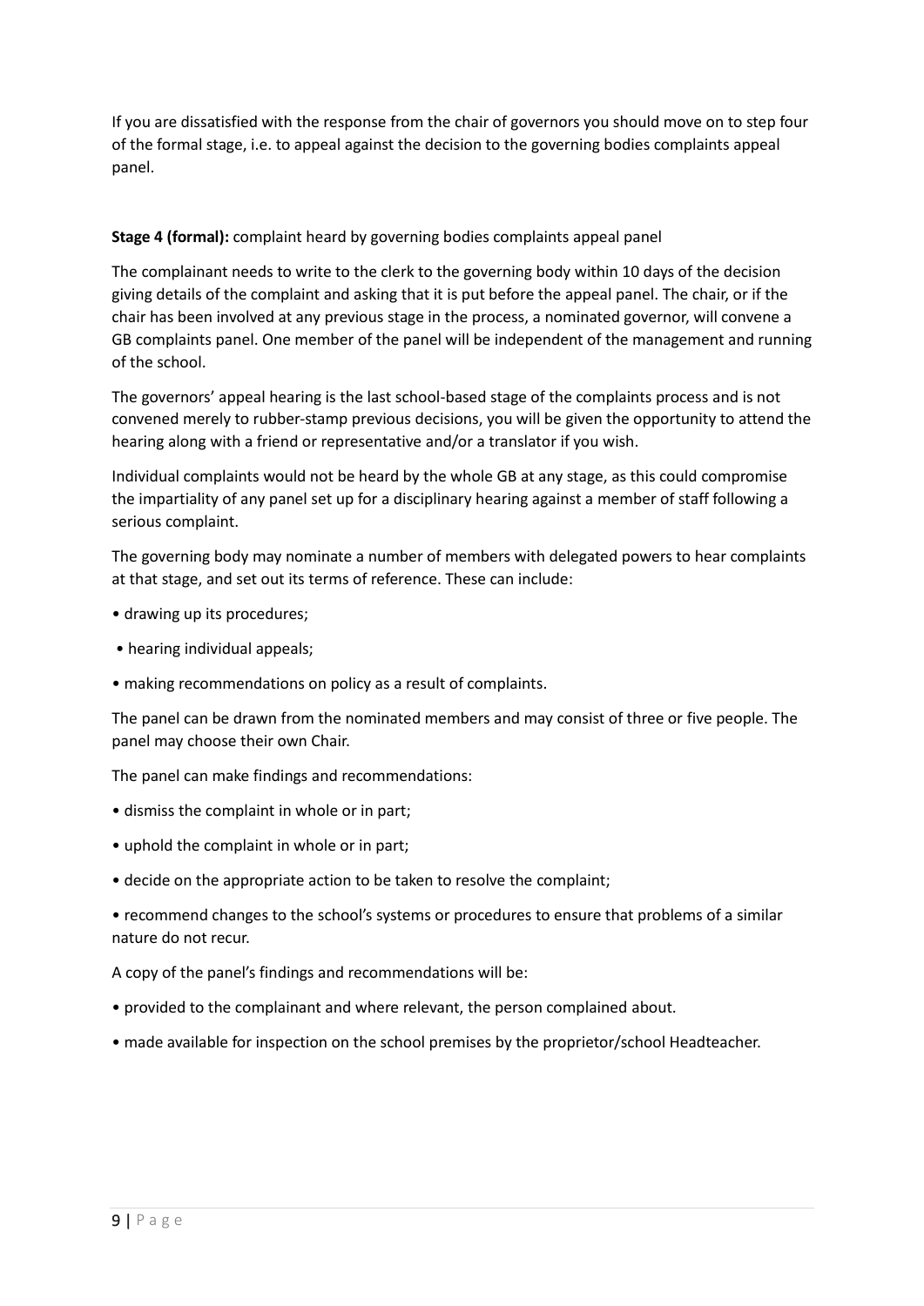If you are dissatisfied with the response from the chair of governors you should move on to step four of the formal stage, i.e. to appeal against the decision to the governing bodies complaints appeal panel.

**Stage 4 (formal):** complaint heard by governing bodies complaints appeal panel

The complainant needs to write to the clerk to the governing body within 10 days of the decision giving details of the complaint and asking that it is put before the appeal panel. The chair, or if the chair has been involved at any previous stage in the process, a nominated governor, will convene a GB complaints panel. One member of the panel will be independent of the management and running of the school.

The governors' appeal hearing is the last school-based stage of the complaints process and is not convened merely to rubber-stamp previous decisions, you will be given the opportunity to attend the hearing along with a friend or representative and/or a translator if you wish.

Individual complaints would not be heard by the whole GB at any stage, as this could compromise the impartiality of any panel set up for a disciplinary hearing against a member of staff following a serious complaint.

The governing body may nominate a number of members with delegated powers to hear complaints at that stage, and set out its terms of reference. These can include:

- drawing up its procedures;
- hearing individual appeals;
- making recommendations on policy as a result of complaints.

The panel can be drawn from the nominated members and may consist of three or five people. The panel may choose their own Chair.

The panel can make findings and recommendations:

- dismiss the complaint in whole or in part;
- uphold the complaint in whole or in part;
- decide on the appropriate action to be taken to resolve the complaint;
- recommend changes to the school's systems or procedures to ensure that problems of a similar nature do not recur.

A copy of the panel's findings and recommendations will be:

- provided to the complainant and where relevant, the person complained about.
- made available for inspection on the school premises by the proprietor/school Headteacher.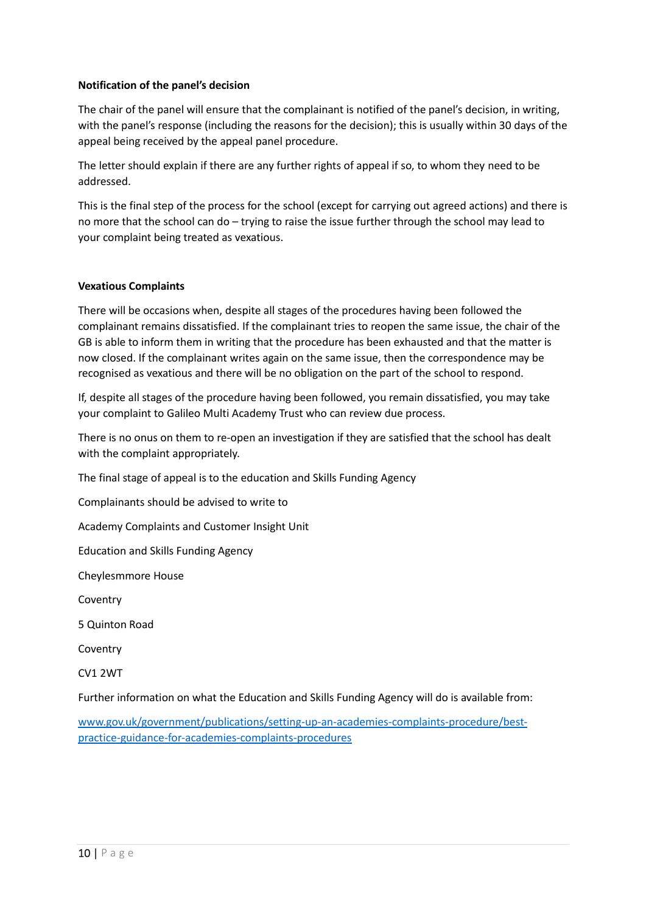**Notification of the panel's decision**

The chair of the panel will ensure that the complainant is notified of the panel's decision, in writing, with the panel's response (including the reasons for the decision); this is usually within 30 days of the appeal being received by the appeal panel procedure.

The letter should explain if there are any further rights of appeal if so, to whom they need to be addressed.

This is the final step of the process for the school (except for carrying out agreed actions) and there is no more that the school can do – trying to raise the issue further through the school may lead to your complaint being treated as vexatious.

**Vexatious Complaints**

There will be occasions when, despite all stages of the procedures having been followed the complainant remains dissatisfied. If the complainant tries to reopen the same issue, the chair of the GB is able to inform them in writing that the procedure has been exhausted and that the matter is now closed. If the complainant writes again on the same issue, then the correspondence may be recognised as vexatious and there will be no obligation on the part of the school to respond.

If, despite all stages of the procedure having been followed, you remain dissatisfied, you may take your complaint to Galileo Multi Academy Trust who can review due process.

There is no onus on them to re-open an investigation if they are satisfied that the school has dealt with the complaint appropriately.

The final stage of appeal is to the education and Skills Funding Agency

Complainants should be advised to write to

Academy Complaints and Customer Insight Unit

Education and Skills Funding Agency

Cheylesmmore House

Coventry

5 Quinton Road

Coventry

CV1 2WT

Further information on what the Education and Skills Funding Agency will do is available from:

[www.gov.uk/government/publications/setting-up-an-academies-complaints-procedure/best-practice-guidance-for-academies-complaints-procedures](www.gov.uk/government/publications/setting-up-an-academies-complaints-procedure/best-practice-guidance-for-academies-complaints-procedures)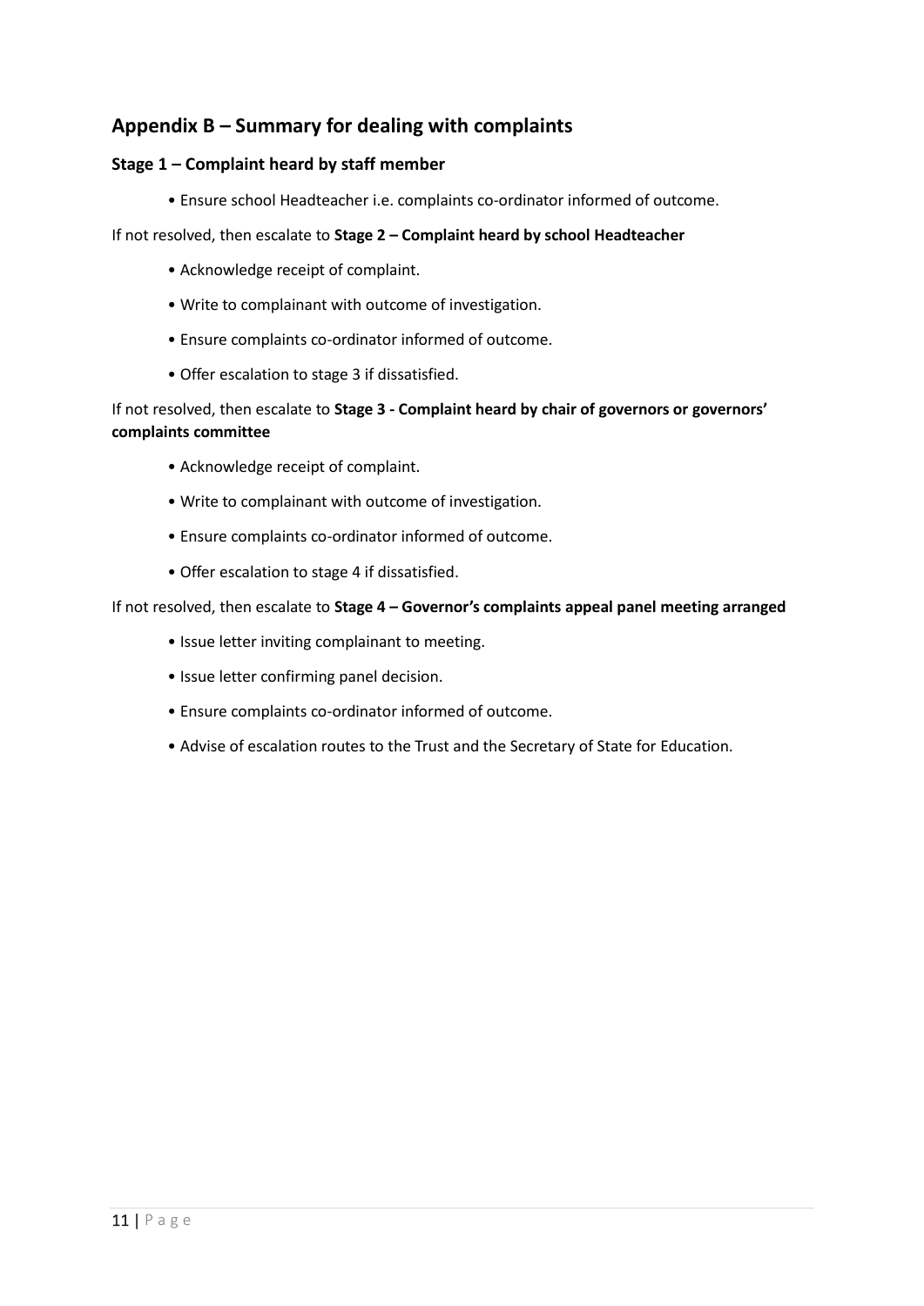## Appendix B – Summary for dealing with complaints

### Stage 1 – Complaint heard by staff member

- Ensure school Headteacher i.e. complaints co-ordinator informed of outcome.

If not resolved, then escalate to **Stage 2 – Complaint heard by school Headteacher**

- Acknowledge receipt of complaint.
- Write to complainant with outcome of investigation.
- Ensure complaints co-ordinator informed of outcome.
- Offer escalation to stage 3 if dissatisfied.

If not resolved, then escalate to **Stage 3 - Complaint heard by chair of governors or governors' complaints committee**

- Acknowledge receipt of complaint.
- Write to complainant with outcome of investigation.
- Ensure complaints co-ordinator informed of outcome.
- Offer escalation to stage 4 if dissatisfied.

If not resolved, then escalate to **Stage 4 – Governor's complaints appeal panel meeting arranged**

- Issue letter inviting complainant to meeting.
- Issue letter confirming panel decision.
- Ensure complaints co-ordinator informed of outcome.
- Advise of escalation routes to the Trust and the Secretary of State for Education.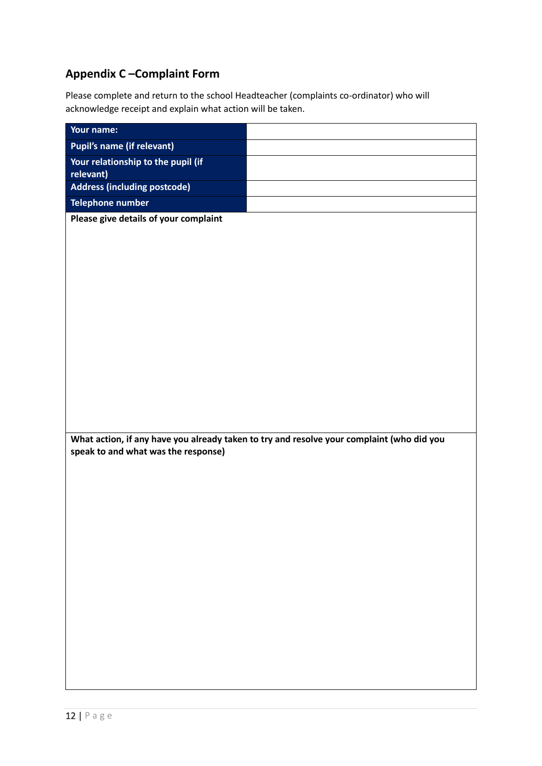## Appendix C –Complaint Form

Please complete and return to the school Headteacher (complaints co-ordinator) who will acknowledge receipt and explain what action will be taken.

| | |
|---|---|
| **Your name:** | |
| **Pupil's name (if relevant)** | |
| **Your relationship to the pupil (if relevant)** | |
| **Address (including postcode)** | |
| **Telephone number** | |

| |
|---|
| **Please give details of your complaint** |
| |
| **What action, if any have you already taken to try and resolve your complaint (who did you speak to and what was the response)** |
| |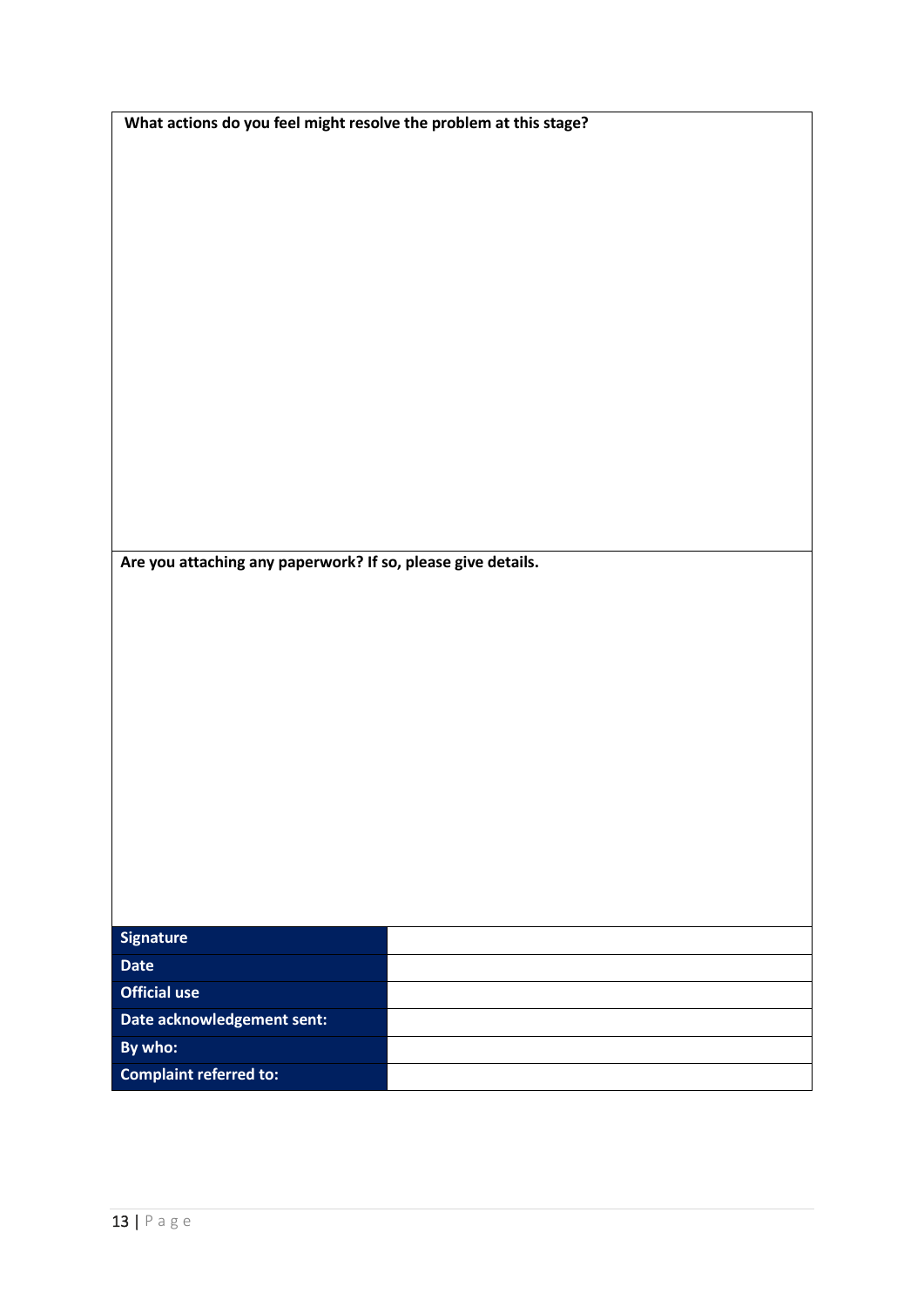**What actions do you feel might resolve the problem at this stage?**

**Are you attaching any paperwork? If so, please give details.**

| | |
|---|---|
| **Signature** | |
| **Date** | |
| **Official use** | |
| **Date acknowledgement sent:** | |
| **By who:** | |
| **Complaint referred to:** | |